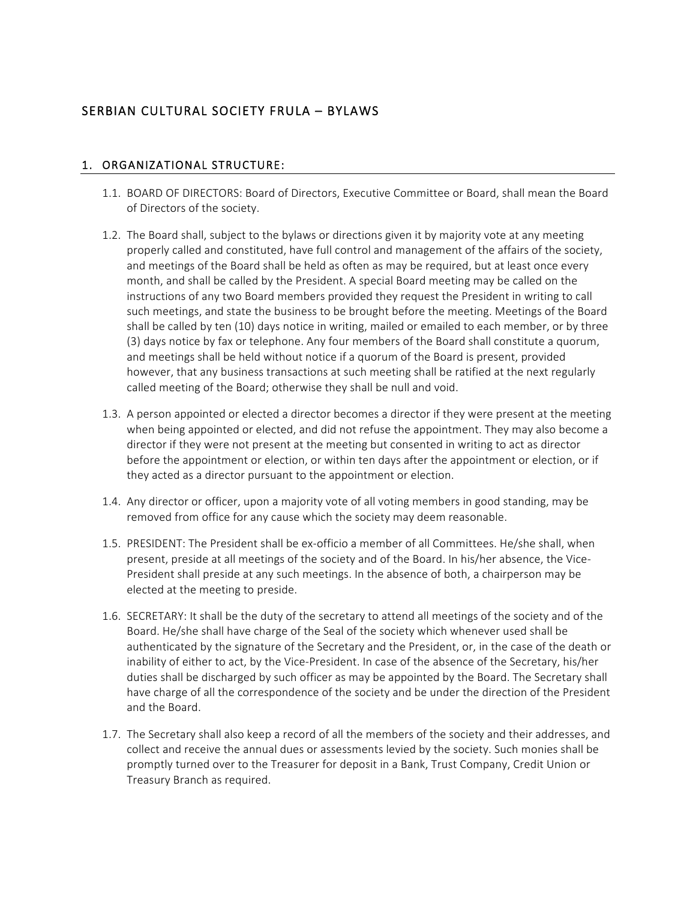# SERBIAN CULTURAL SOCIETY FRULA – BYLAWS

## 1. ORGANIZATIONAL STRUCTURE:

1.1. BOARD OF DIRECTORS: Board of Directors, Executive Committee or Board, shall mean the Board of Directors of the society.

1.2. The Board shall, subject to the bylaws or directions given it by majority vote at any meeting properly called and constituted, have full control and management of the affairs of the society, and meetings of the Board shall be held as often as may be required, but at least once every month, and shall be called by the President. A special Board meeting may be called on the instructions of any two Board members provided they request the President in writing to call such meetings, and state the business to be brought before the meeting. Meetings of the Board shall be called by ten (10) days notice in writing, mailed or emailed to each member, or by three (3) days notice by fax or telephone. Any four members of the Board shall constitute a quorum, and meetings shall be held without notice if a quorum of the Board is present, provided however, that any business transactions at such meeting shall be ratified at the next regularly called meeting of the Board; otherwise they shall be null and void.

1.3. A person appointed or elected a director becomes a director if they were present at the meeting when being appointed or elected, and did not refuse the appointment. They may also become a director if they were not present at the meeting but consented in writing to act as director before the appointment or election, or within ten days after the appointment or election, or if they acted as a director pursuant to the appointment or election.

1.4. Any director or officer, upon a majority vote of all voting members in good standing, may be removed from office for any cause which the society may deem reasonable.

1.5. PRESIDENT: The President shall be ex-officio a member of all Committees. He/she shall, when present, preside at all meetings of the society and of the Board. In his/her absence, the Vice-President shall preside at any such meetings. In the absence of both, a chairperson may be elected at the meeting to preside.

1.6. SECRETARY: It shall be the duty of the secretary to attend all meetings of the society and of the Board. He/she shall have charge of the Seal of the society which whenever used shall be authenticated by the signature of the Secretary and the President, or, in the case of the death or inability of either to act, by the Vice-President. In case of the absence of the Secretary, his/her duties shall be discharged by such officer as may be appointed by the Board. The Secretary shall have charge of all the correspondence of the society and be under the direction of the President and the Board.

1.7. The Secretary shall also keep a record of all the members of the society and their addresses, and collect and receive the annual dues or assessments levied by the society. Such monies shall be promptly turned over to the Treasurer for deposit in a Bank, Trust Company, Credit Union or Treasury Branch as required.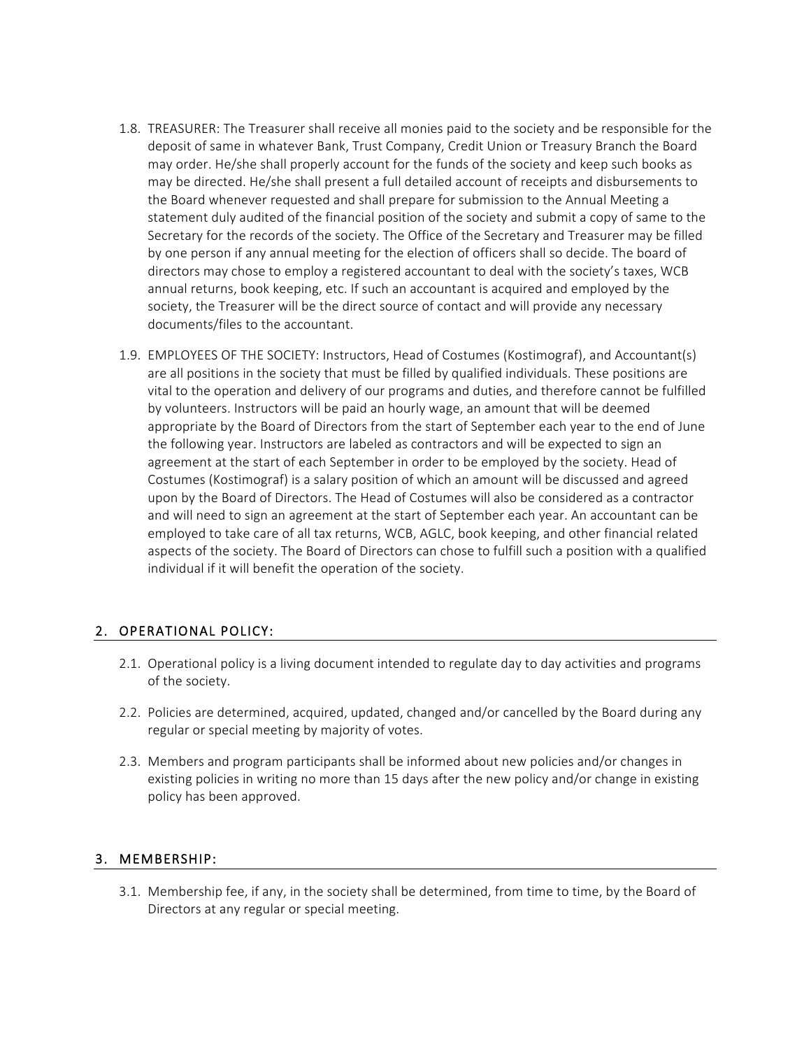1.8. TREASURER: The Treasurer shall receive all monies paid to the society and be responsible for the deposit of same in whatever Bank, Trust Company, Credit Union or Treasury Branch the Board may order. He/she shall properly account for the funds of the society and keep such books as may be directed. He/she shall present a full detailed account of receipts and disbursements to the Board whenever requested and shall prepare for submission to the Annual Meeting a statement duly audited of the financial position of the society and submit a copy of same to the Secretary for the records of the society. The Office of the Secretary and Treasurer may be filled by one person if any annual meeting for the election of officers shall so decide. The board of directors may chose to employ a registered accountant to deal with the society's taxes, WCB annual returns, book keeping, etc. If such an accountant is acquired and employed by the society, the Treasurer will be the direct source of contact and will provide any necessary documents/files to the accountant.

1.9. EMPLOYEES OF THE SOCIETY: Instructors, Head of Costumes (Kostimograf), and Accountant(s) are all positions in the society that must be filled by qualified individuals. These positions are vital to the operation and delivery of our programs and duties, and therefore cannot be fulfilled by volunteers. Instructors will be paid an hourly wage, an amount that will be deemed appropriate by the Board of Directors from the start of September each year to the end of June the following year. Instructors are labeled as contractors and will be expected to sign an agreement at the start of each September in order to be employed by the society. Head of Costumes (Kostimograf) is a salary position of which an amount will be discussed and agreed upon by the Board of Directors. The Head of Costumes will also be considered as a contractor and will need to sign an agreement at the start of September each year. An accountant can be employed to take care of all tax returns, WCB, AGLC, book keeping, and other financial related aspects of the society. The Board of Directors can chose to fulfill such a position with a qualified individual if it will benefit the operation of the society.

## 2. OPERATIONAL POLICY:

2.1. Operational policy is a living document intended to regulate day to day activities and programs of the society.

2.2. Policies are determined, acquired, updated, changed and/or cancelled by the Board during any regular or special meeting by majority of votes.

2.3. Members and program participants shall be informed about new policies and/or changes in existing policies in writing no more than 15 days after the new policy and/or change in existing policy has been approved.

## 3. MEMBERSHIP:

3.1. Membership fee, if any, in the society shall be determined, from time to time, by the Board of Directors at any regular or special meeting.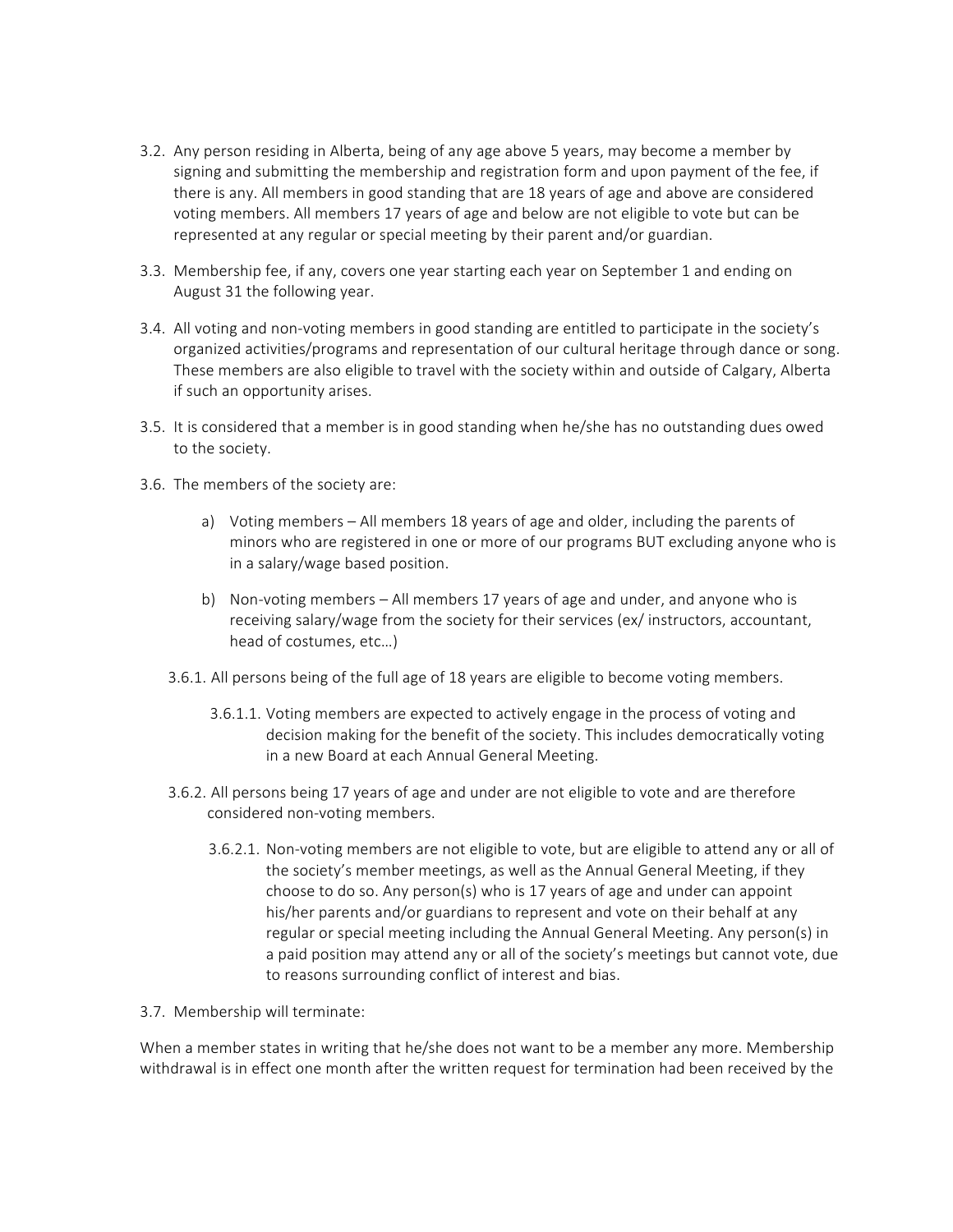3.2. Any person residing in Alberta, being of any age above 5 years, may become a member by signing and submitting the membership and registration form and upon payment of the fee, if there is any. All members in good standing that are 18 years of age and above are considered voting members. All members 17 years of age and below are not eligible to vote but can be represented at any regular or special meeting by their parent and/or guardian.

3.3. Membership fee, if any, covers one year starting each year on September 1 and ending on August 31 the following year.

3.4. All voting and non-voting members in good standing are entitled to participate in the society's organized activities/programs and representation of our cultural heritage through dance or song. These members are also eligible to travel with the society within and outside of Calgary, Alberta if such an opportunity arises.

3.5. It is considered that a member is in good standing when he/she has no outstanding dues owed to the society.

3.6. The members of the society are:

   a) Voting members – All members 18 years of age and older, including the parents of minors who are registered in one or more of our programs BUT excluding anyone who is in a salary/wage based position.

   b) Non-voting members – All members 17 years of age and under, and anyone who is receiving salary/wage from the society for their services (ex/ instructors, accountant, head of costumes, etc…)

   3.6.1. All persons being of the full age of 18 years are eligible to become voting members.

      3.6.1.1. Voting members are expected to actively engage in the process of voting and decision making for the benefit of the society. This includes democratically voting in a new Board at each Annual General Meeting.

   3.6.2. All persons being 17 years of age and under are not eligible to vote and are therefore considered non-voting members.

      3.6.2.1. Non-voting members are not eligible to vote, but are eligible to attend any or all of the society's member meetings, as well as the Annual General Meeting, if they choose to do so. Any person(s) who is 17 years of age and under can appoint his/her parents and/or guardians to represent and vote on their behalf at any regular or special meeting including the Annual General Meeting. Any person(s) in a paid position may attend any or all of the society's meetings but cannot vote, due to reasons surrounding conflict of interest and bias.

3.7. Membership will terminate:

When a member states in writing that he/she does not want to be a member any more. Membership withdrawal is in effect one month after the written request for termination had been received by the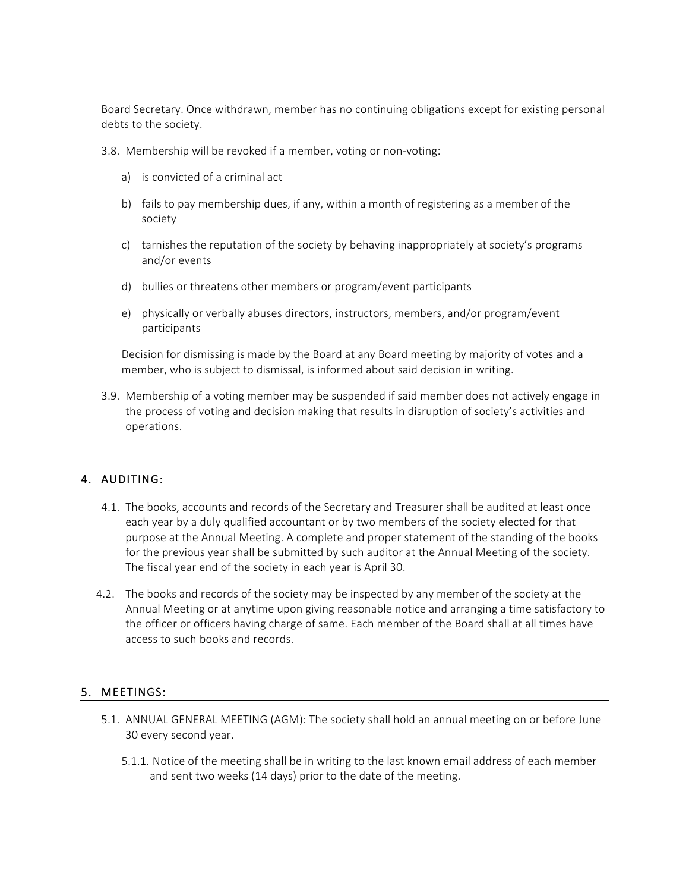Board Secretary. Once withdrawn, member has no continuing obligations except for existing personal debts to the society.

3.8. Membership will be revoked if a member, voting or non-voting:

a) is convicted of a criminal act

b) fails to pay membership dues, if any, within a month of registering as a member of the society

c) tarnishes the reputation of the society by behaving inappropriately at society's programs and/or events

d) bullies or threatens other members or program/event participants

e) physically or verbally abuses directors, instructors, members, and/or program/event participants

Decision for dismissing is made by the Board at any Board meeting by majority of votes and a member, who is subject to dismissal, is informed about said decision in writing.

3.9. Membership of a voting member may be suspended if said member does not actively engage in the process of voting and decision making that results in disruption of society's activities and operations.

## 4. AUDITING:

4.1. The books, accounts and records of the Secretary and Treasurer shall be audited at least once each year by a duly qualified accountant or by two members of the society elected for that purpose at the Annual Meeting. A complete and proper statement of the standing of the books for the previous year shall be submitted by such auditor at the Annual Meeting of the society. The fiscal year end of the society in each year is April 30.

4.2. The books and records of the society may be inspected by any member of the society at the Annual Meeting or at anytime upon giving reasonable notice and arranging a time satisfactory to the officer or officers having charge of same. Each member of the Board shall at all times have access to such books and records.

## 5. MEETINGS:

5.1. ANNUAL GENERAL MEETING (AGM): The society shall hold an annual meeting on or before June 30 every second year.

5.1.1. Notice of the meeting shall be in writing to the last known email address of each member and sent two weeks (14 days) prior to the date of the meeting.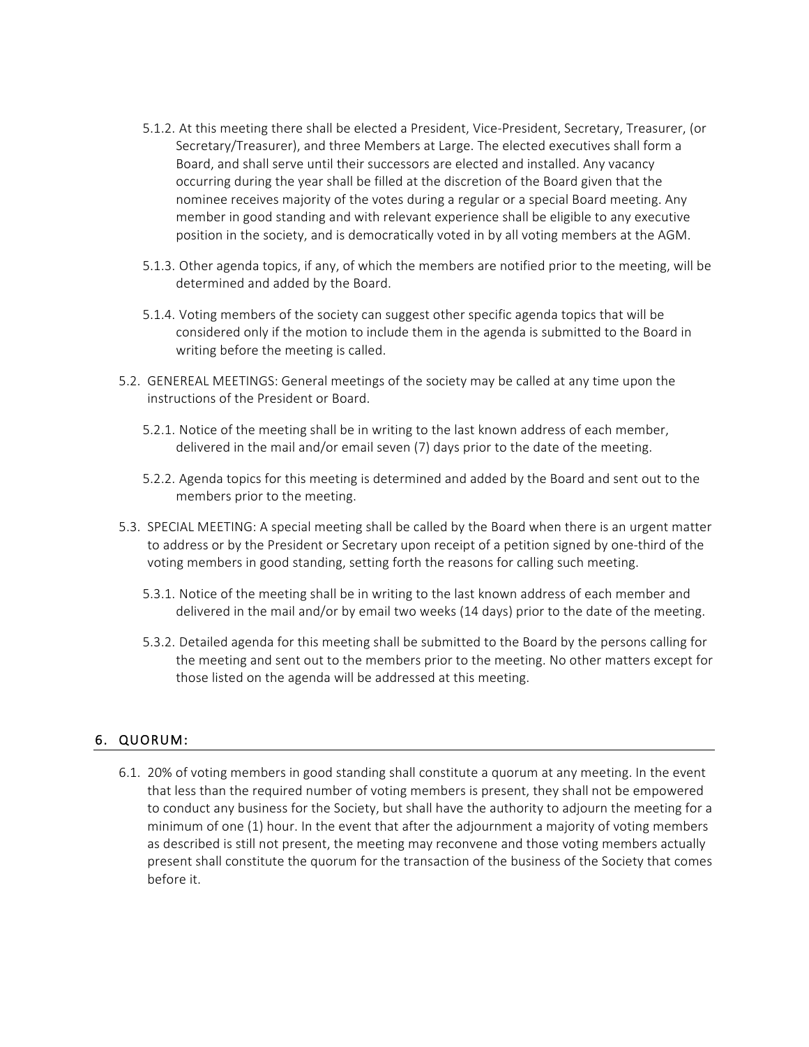5.1.2. At this meeting there shall be elected a President, Vice-President, Secretary, Treasurer, (or Secretary/Treasurer), and three Members at Large. The elected executives shall form a Board, and shall serve until their successors are elected and installed. Any vacancy occurring during the year shall be filled at the discretion of the Board given that the nominee receives majority of the votes during a regular or a special Board meeting. Any member in good standing and with relevant experience shall be eligible to any executive position in the society, and is democratically voted in by all voting members at the AGM.

5.1.3. Other agenda topics, if any, of which the members are notified prior to the meeting, will be determined and added by the Board.

5.1.4. Voting members of the society can suggest other specific agenda topics that will be considered only if the motion to include them in the agenda is submitted to the Board in writing before the meeting is called.

5.2. GENEREAL MEETINGS: General meetings of the society may be called at any time upon the instructions of the President or Board.

5.2.1. Notice of the meeting shall be in writing to the last known address of each member, delivered in the mail and/or email seven (7) days prior to the date of the meeting.

5.2.2. Agenda topics for this meeting is determined and added by the Board and sent out to the members prior to the meeting.

5.3. SPECIAL MEETING: A special meeting shall be called by the Board when there is an urgent matter to address or by the President or Secretary upon receipt of a petition signed by one-third of the voting members in good standing, setting forth the reasons for calling such meeting.

5.3.1. Notice of the meeting shall be in writing to the last known address of each member and delivered in the mail and/or by email two weeks (14 days) prior to the date of the meeting.

5.3.2. Detailed agenda for this meeting shall be submitted to the Board by the persons calling for the meeting and sent out to the members prior to the meeting. No other matters except for those listed on the agenda will be addressed at this meeting.

## 6. QUORUM:

6.1. 20% of voting members in good standing shall constitute a quorum at any meeting. In the event that less than the required number of voting members is present, they shall not be empowered to conduct any business for the Society, but shall have the authority to adjourn the meeting for a minimum of one (1) hour. In the event that after the adjournment a majority of voting members as described is still not present, the meeting may reconvene and those voting members actually present shall constitute the quorum for the transaction of the business of the Society that comes before it.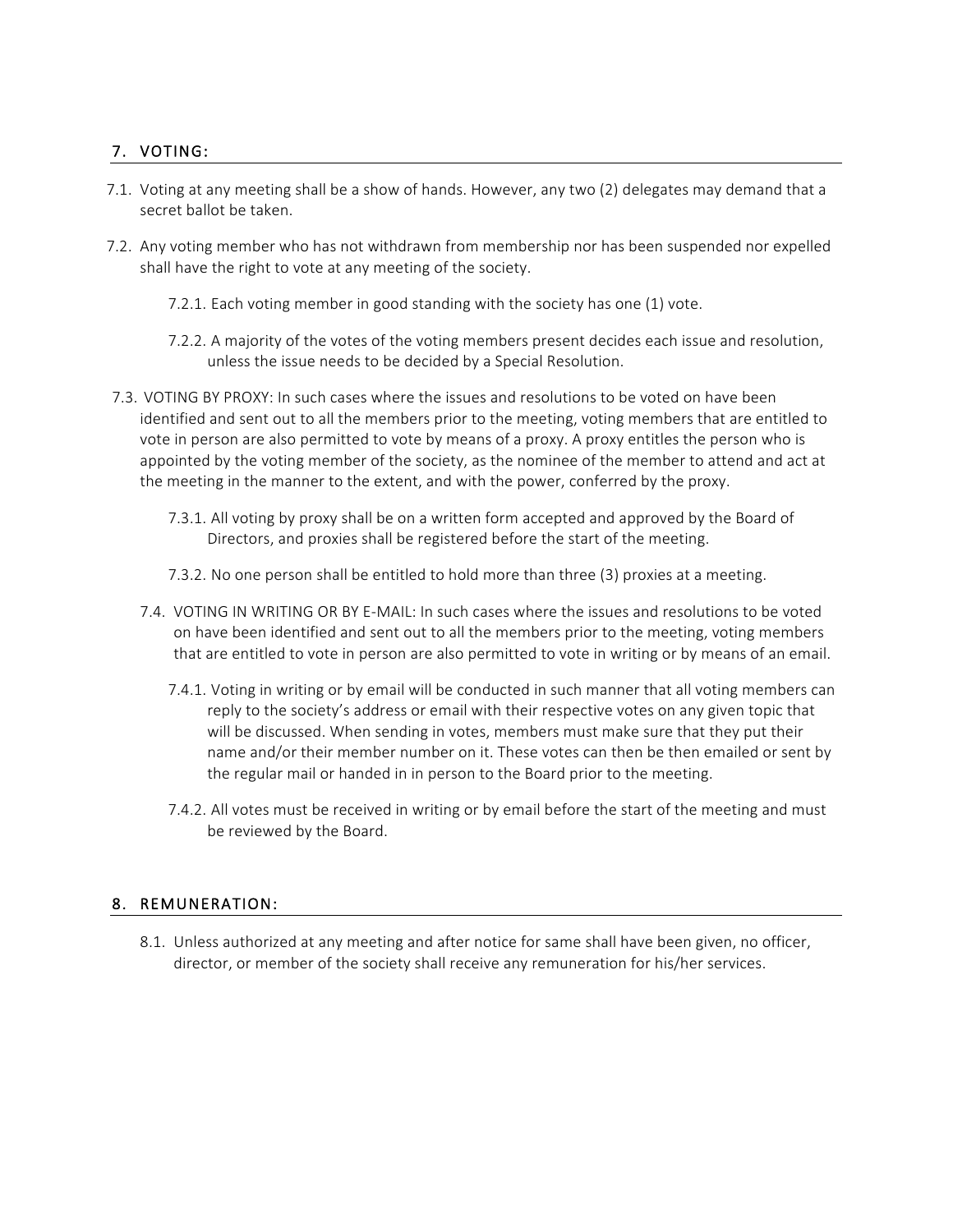## 7. VOTING:

7.1. Voting at any meeting shall be a show of hands. However, any two (2) delegates may demand that a secret ballot be taken.

7.2. Any voting member who has not withdrawn from membership nor has been suspended nor expelled shall have the right to vote at any meeting of the society.

7.2.1. Each voting member in good standing with the society has one (1) vote.

7.2.2. A majority of the votes of the voting members present decides each issue and resolution, unless the issue needs to be decided by a Special Resolution.

7.3. VOTING BY PROXY: In such cases where the issues and resolutions to be voted on have been identified and sent out to all the members prior to the meeting, voting members that are entitled to vote in person are also permitted to vote by means of a proxy. A proxy entitles the person who is appointed by the voting member of the society, as the nominee of the member to attend and act at the meeting in the manner to the extent, and with the power, conferred by the proxy.

7.3.1. All voting by proxy shall be on a written form accepted and approved by the Board of Directors, and proxies shall be registered before the start of the meeting.

7.3.2. No one person shall be entitled to hold more than three (3) proxies at a meeting.

7.4. VOTING IN WRITING OR BY E-MAIL: In such cases where the issues and resolutions to be voted on have been identified and sent out to all the members prior to the meeting, voting members that are entitled to vote in person are also permitted to vote in writing or by means of an email.

7.4.1. Voting in writing or by email will be conducted in such manner that all voting members can reply to the society's address or email with their respective votes on any given topic that will be discussed. When sending in votes, members must make sure that they put their name and/or their member number on it. These votes can then be then emailed or sent by the regular mail or handed in in person to the Board prior to the meeting.

7.4.2. All votes must be received in writing or by email before the start of the meeting and must be reviewed by the Board.

## 8. REMUNERATION:

8.1. Unless authorized at any meeting and after notice for same shall have been given, no officer, director, or member of the society shall receive any remuneration for his/her services.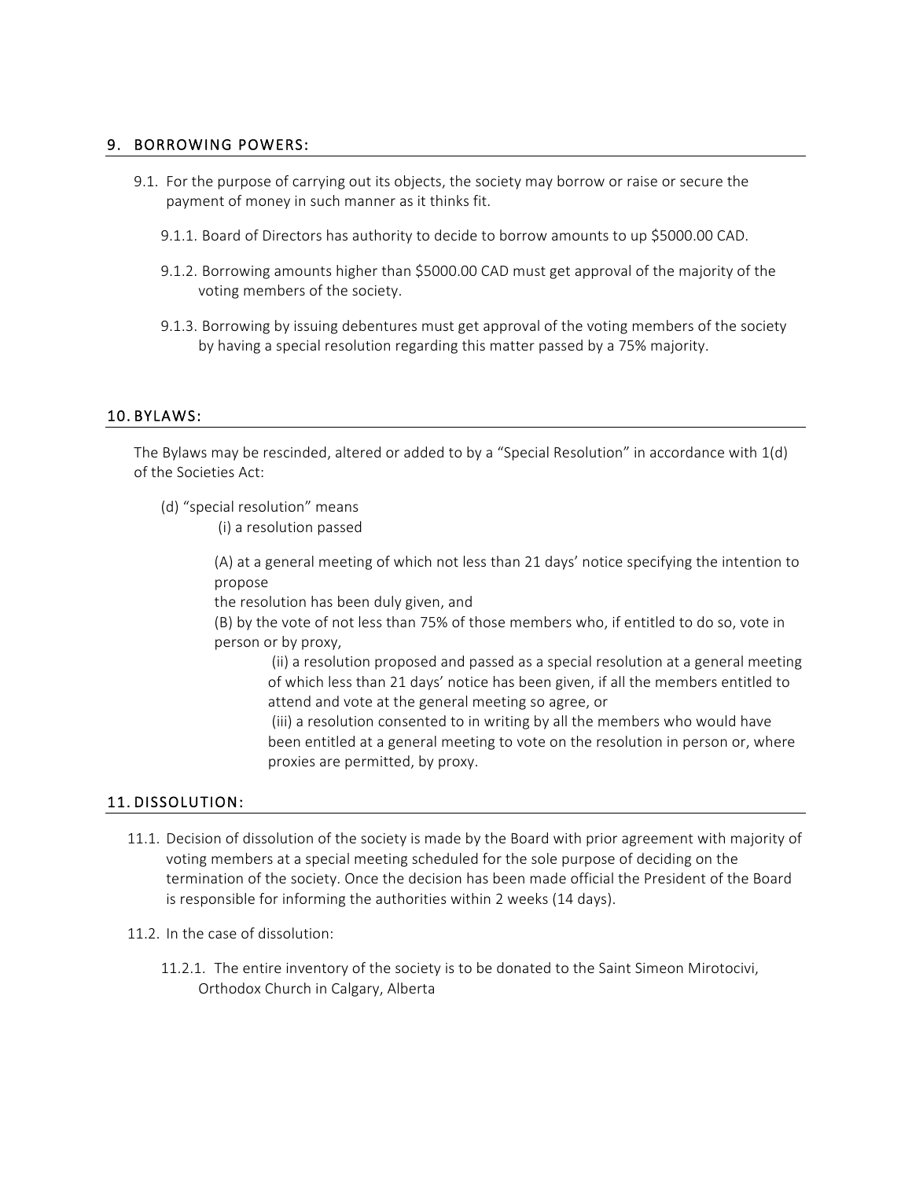## 9. BORROWING POWERS:

9.1. For the purpose of carrying out its objects, the society may borrow or raise or secure the payment of money in such manner as it thinks fit.

9.1.1. Board of Directors has authority to decide to borrow amounts to up $5000.00 CAD.

9.1.2. Borrowing amounts higher than $5000.00 CAD must get approval of the majority of the voting members of the society.

9.1.3. Borrowing by issuing debentures must get approval of the voting members of the society by having a special resolution regarding this matter passed by a 75% majority.

## 10. BYLAWS:

The Bylaws may be rescinded, altered or added to by a "Special Resolution" in accordance with 1(d) of the Societies Act:

(d) "special resolution" means

(i) a resolution passed

(A) at a general meeting of which not less than 21 days' notice specifying the intention to propose
the resolution has been duly given, and

(B) by the vote of not less than 75% of those members who, if entitled to do so, vote in person or by proxy,

(ii) a resolution proposed and passed as a special resolution at a general meeting of which less than 21 days' notice has been given, if all the members entitled to attend and vote at the general meeting so agree, or

(iii) a resolution consented to in writing by all the members who would have been entitled at a general meeting to vote on the resolution in person or, where proxies are permitted, by proxy.

## 11. DISSOLUTION:

11.1. Decision of dissolution of the society is made by the Board with prior agreement with majority of voting members at a special meeting scheduled for the sole purpose of deciding on the termination of the society. Once the decision has been made official the President of the Board is responsible for informing the authorities within 2 weeks (14 days).

11.2. In the case of dissolution:

11.2.1. The entire inventory of the society is to be donated to the Saint Simeon Mirotocivi, Orthodox Church in Calgary, Alberta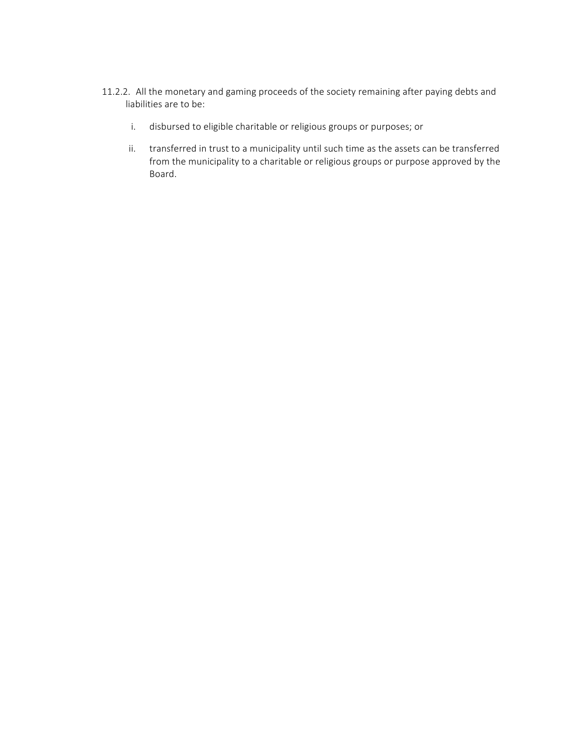11.2.2. All the monetary and gaming proceeds of the society remaining after paying debts and liabilities are to be:

i. disbursed to eligible charitable or religious groups or purposes; or

ii. transferred in trust to a municipality until such time as the assets can be transferred from the municipality to a charitable or religious groups or purpose approved by the Board.